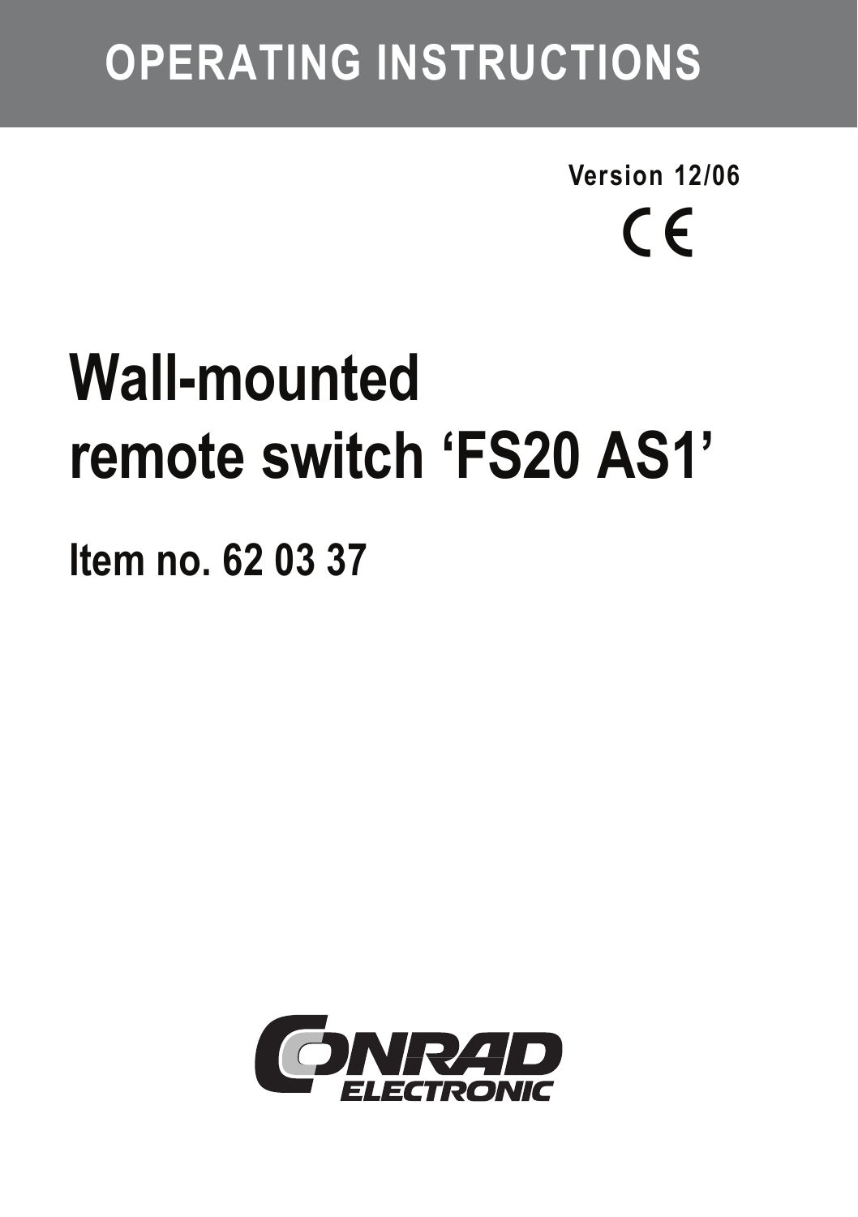# OPERATING INSTRUCTIONS

**Version 12/06**

CE

# Wall-mounted remote switch ‘FS20 AS1’

## Item no. 62 03 37

CONRAD ELECTRONIC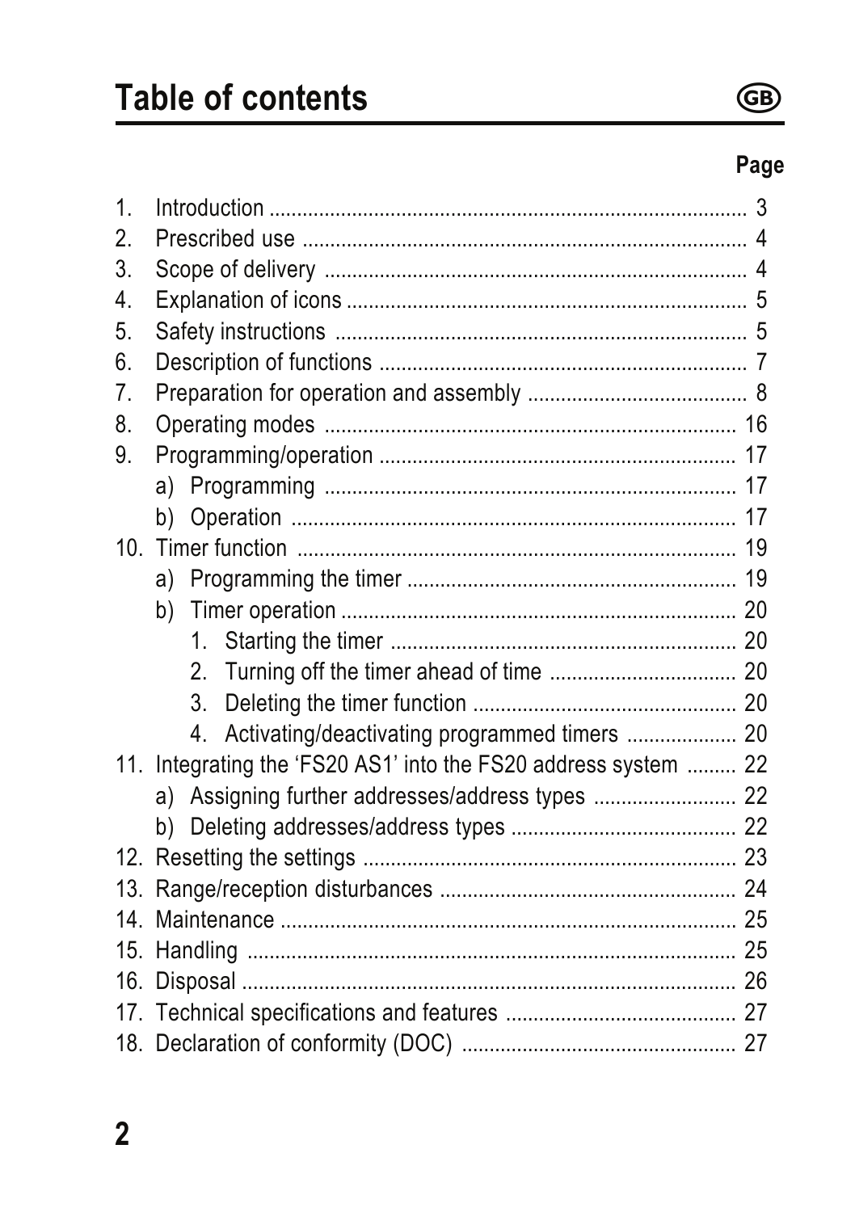# Table of contents

| | | Page |
|---|---|---|
| 1. | Introduction | 3 |
| 2. | Prescribed use | 4 |
| 3. | Scope of delivery | 4 |
| 4. | Explanation of icons | 5 |
| 5. | Safety instructions | 5 |
| 6. | Description of functions | 7 |
| 7. | Preparation for operation and assembly | 8 |
| 8. | Operating modes | 16 |
| 9. | Programming/operation | 17 |
| | a) Programming | 17 |
| | b) Operation | 17 |
| 10. | Timer function | 19 |
| | a) Programming the timer | 19 |
| | b) Timer operation | 20 |
| | 1. Starting the timer | 20 |
| | 2. Turning off the timer ahead of time | 20 |
| | 3. Deleting the timer function | 20 |
| | 4. Activating/deactivating programmed timers | 20 |
| 11. | Integrating the 'FS20 AS1' into the FS20 address system | 22 |
| | a) Assigning further addresses/address types | 22 |
| | b) Deleting addresses/address types | 22 |
| 12. | Resetting the settings | 23 |
| 13. | Range/reception disturbances | 24 |
| 14. | Maintenance | 25 |
| 15. | Handling | 25 |
| 16. | Disposal | 26 |
| 17. | Technical specifications and features | 27 |
| 18. | Declaration of conformity (DOC) | 27 |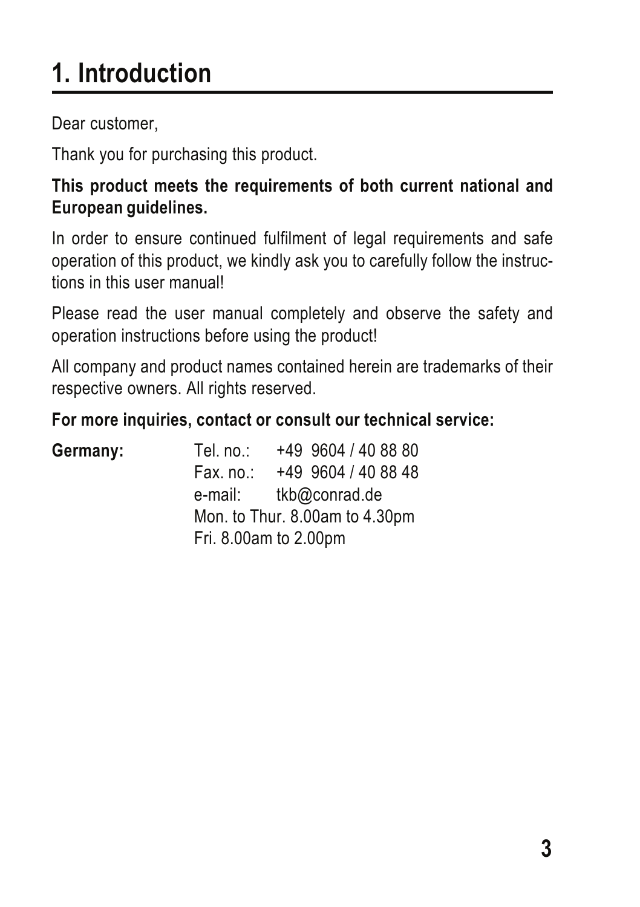# 1. Introduction

Dear customer,

Thank you for purchasing this product.

**This product meets the requirements of both current national and European guidelines.**

In order to ensure continued fulfilment of legal requirements and safe operation of this product, we kindly ask you to carefully follow the instructions in this user manual!

Please read the user manual completely and observe the safety and operation instructions before using the product!

All company and product names contained herein are trademarks of their respective owners. All rights reserved.

**For more inquiries, contact or consult our technical service:**

**Germany:**

Tel. no.: +49 9604 / 40 88 80
Fax. no.: +49 9604 / 40 88 48
e-mail: tkb@conrad.de
Mon. to Thur. 8.00am to 4.30pm
Fri. 8.00am to 2.00pm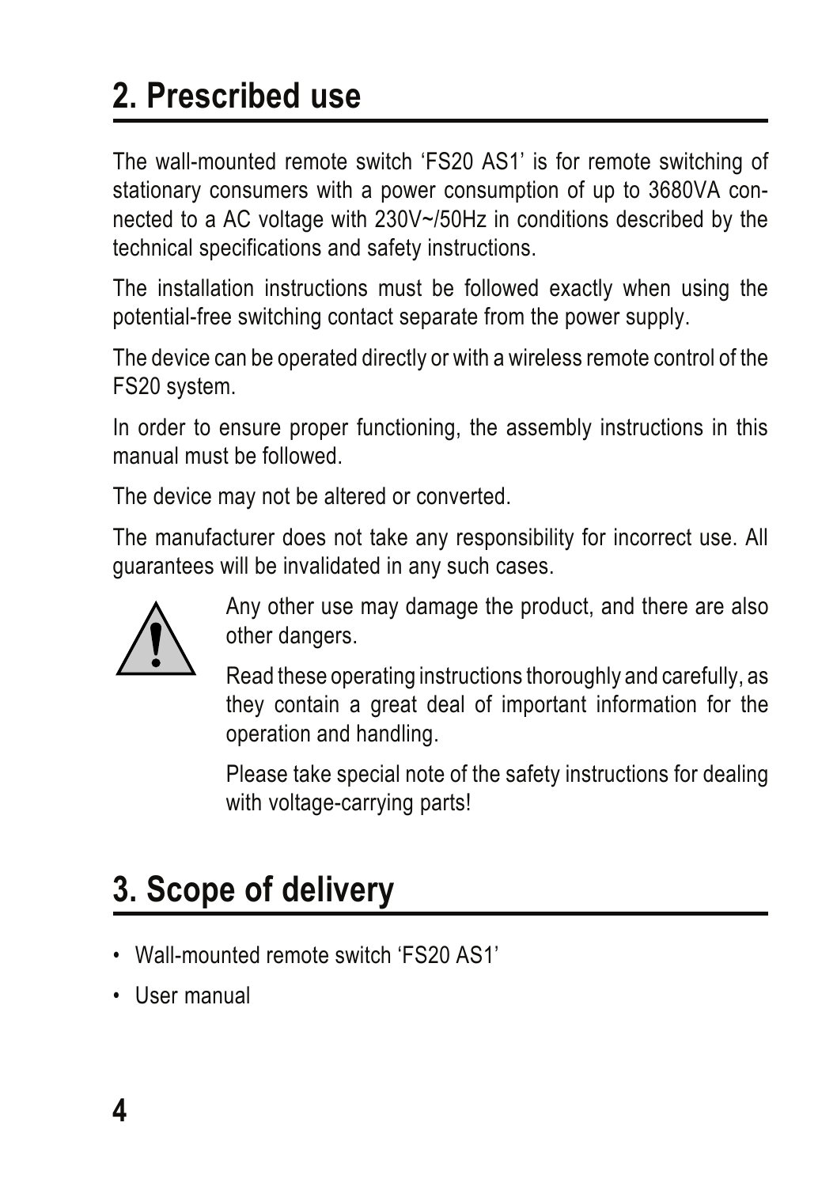## 2. Prescribed use

The wall-mounted remote switch 'FS20 AS1' is for remote switching of stationary consumers with a power consumption of up to 3680VA connected to a AC voltage with 230V~/50Hz in conditions described by the technical specifications and safety instructions.

The installation instructions must be followed exactly when using the potential-free switching contact separate from the power supply.

The device can be operated directly or with a wireless remote control of the FS20 system.

In order to ensure proper functioning, the assembly instructions in this manual must be followed.

The device may not be altered or converted.

The manufacturer does not take any responsibility for incorrect use. All guarantees will be invalidated in any such cases.

Any other use may damage the product, and there are also other dangers.

Read these operating instructions thoroughly and carefully, as they contain a great deal of important information for the operation and handling.

Please take special note of the safety instructions for dealing with voltage-carrying parts!

## 3. Scope of delivery

- Wall-mounted remote switch 'FS20 AS1'
- User manual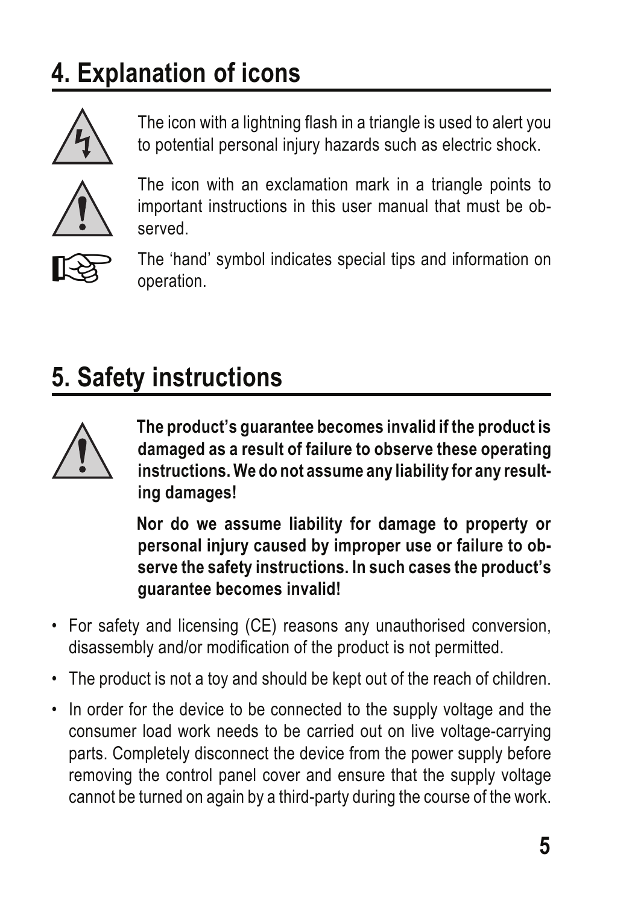## 4. Explanation of icons

The icon with a lightning flash in a triangle is used to alert you to potential personal injury hazards such as electric shock.

The icon with an exclamation mark in a triangle points to important instructions in this user manual that must be observed.

The ‘hand’ symbol indicates special tips and information on operation.

## 5. Safety instructions

**The product’s guarantee becomes invalid if the product is damaged as a result of failure to observe these operating instructions. We do not assume any liability for any resulting damages!**

**Nor do we assume liability for damage to property or personal injury caused by improper use or failure to observe the safety instructions. In such cases the product’s guarantee becomes invalid!**

- For safety and licensing (CE) reasons any unauthorised conversion, disassembly and/or modification of the product is not permitted.
- The product is not a toy and should be kept out of the reach of children.
- In order for the device to be connected to the supply voltage and the consumer load work needs to be carried out on live voltage-carrying parts. Completely disconnect the device from the power supply before removing the control panel cover and ensure that the supply voltage cannot be turned on again by a third-party during the course of the work.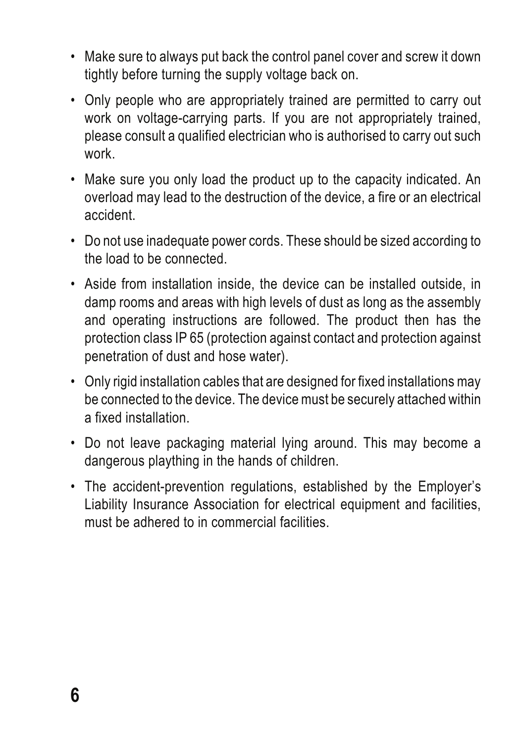- Make sure to always put back the control panel cover and screw it down tightly before turning the supply voltage back on.
- Only people who are appropriately trained are permitted to carry out work on voltage-carrying parts. If you are not appropriately trained, please consult a qualified electrician who is authorised to carry out such work.
- Make sure you only load the product up to the capacity indicated. An overload may lead to the destruction of the device, a fire or an electrical accident.
- Do not use inadequate power cords. These should be sized according to the load to be connected.
- Aside from installation inside, the device can be installed outside, in damp rooms and areas with high levels of dust as long as the assembly and operating instructions are followed. The product then has the protection class IP 65 (protection against contact and protection against penetration of dust and hose water).
- Only rigid installation cables that are designed for fixed installations may be connected to the device. The device must be securely attached within a fixed installation.
- Do not leave packaging material lying around. This may become a dangerous plaything in the hands of children.
- The accident-prevention regulations, established by the Employer's Liability Insurance Association for electrical equipment and facilities, must be adhered to in commercial facilities.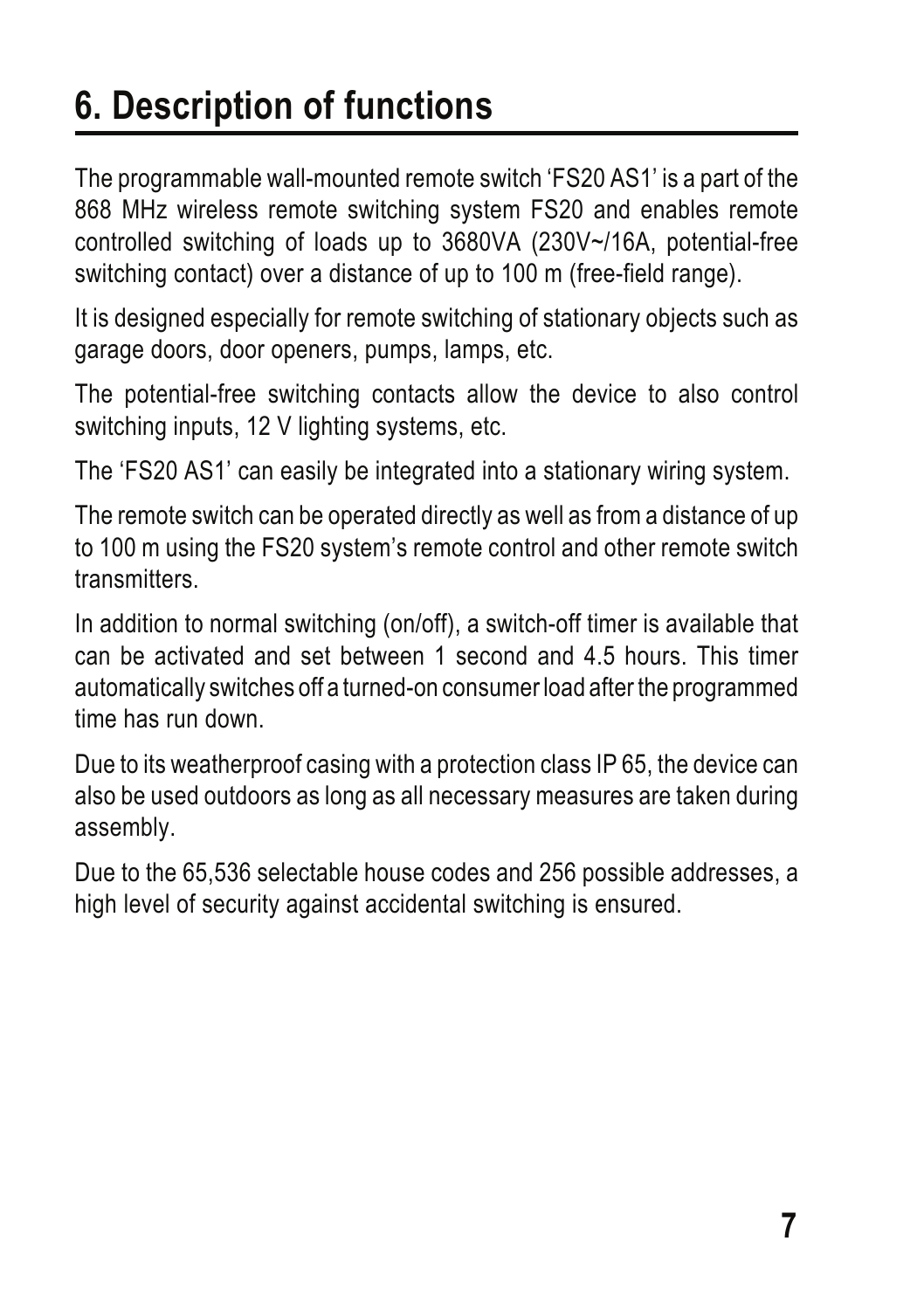# 6. Description of functions

The programmable wall-mounted remote switch ‘FS20 AS1’ is a part of the 868 MHz wireless remote switching system FS20 and enables remote controlled switching of loads up to 3680VA (230V~/16A, potential-free switching contact) over a distance of up to 100 m (free-field range).

It is designed especially for remote switching of stationary objects such as garage doors, door openers, pumps, lamps, etc.

The potential-free switching contacts allow the device to also control switching inputs, 12 V lighting systems, etc.

The ‘FS20 AS1’ can easily be integrated into a stationary wiring system.

The remote switch can be operated directly as well as from a distance of up to 100 m using the FS20 system’s remote control and other remote switch transmitters.

In addition to normal switching (on/off), a switch-off timer is available that can be activated and set between 1 second and 4.5 hours. This timer automatically switches off a turned-on consumer load after the programmed time has run down.

Due to its weatherproof casing with a protection class IP 65, the device can also be used outdoors as long as all necessary measures are taken during assembly.

Due to the 65,536 selectable house codes and 256 possible addresses, a high level of security against accidental switching is ensured.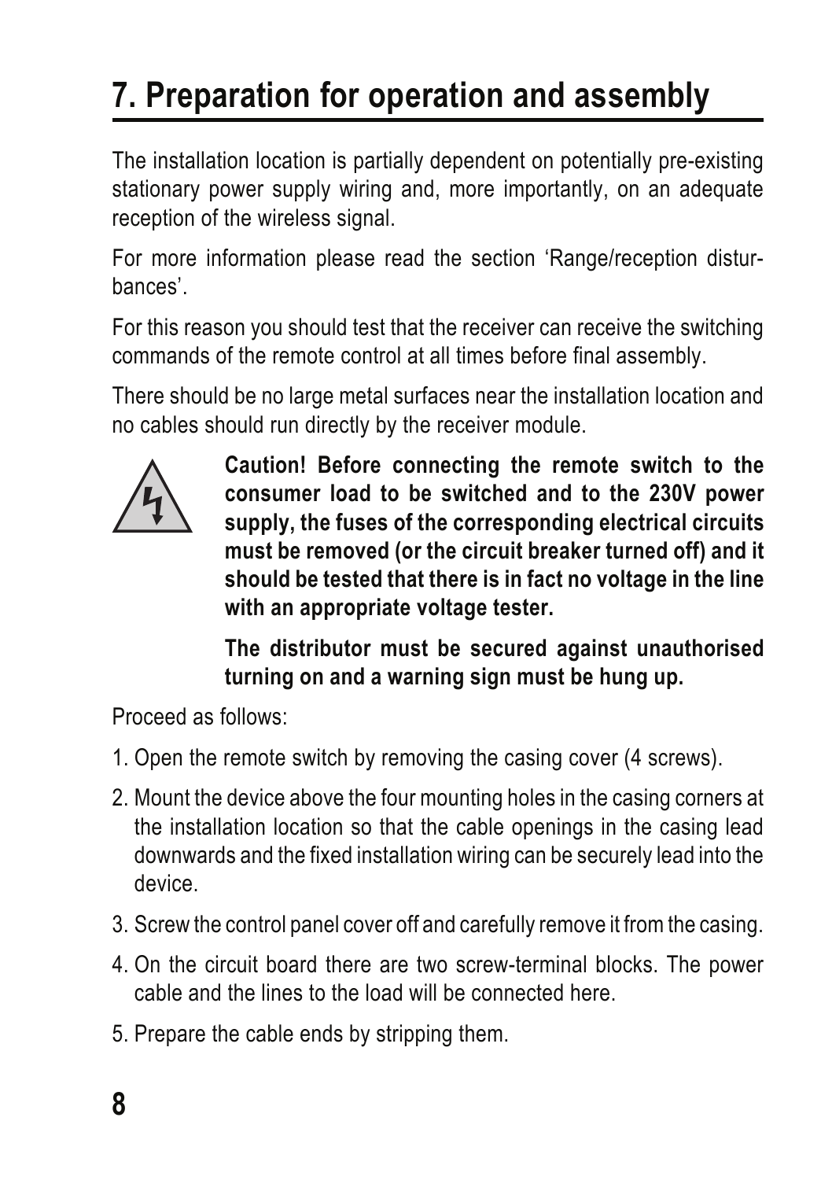# 7. Preparation for operation and assembly

The installation location is partially dependent on potentially pre-existing stationary power supply wiring and, more importantly, on an adequate reception of the wireless signal.

For more information please read the section 'Range/reception disturbances'.

For this reason you should test that the receiver can receive the switching commands of the remote control at all times before final assembly.

There should be no large metal surfaces near the installation location and no cables should run directly by the receiver module.

**Caution! Before connecting the remote switch to the consumer load to be switched and to the 230V power supply, the fuses of the corresponding electrical circuits must be removed (or the circuit breaker turned off) and it should be tested that there is in fact no voltage in the line with an appropriate voltage tester.**

**The distributor must be secured against unauthorised turning on and a warning sign must be hung up.**

Proceed as follows:

1. Open the remote switch by removing the casing cover (4 screws).
2. Mount the device above the four mounting holes in the casing corners at the installation location so that the cable openings in the casing lead downwards and the fixed installation wiring can be securely lead into the device.
3. Screw the control panel cover off and carefully remove it from the casing.
4. On the circuit board there are two screw-terminal blocks. The power cable and the lines to the load will be connected here.
5. Prepare the cable ends by stripping them.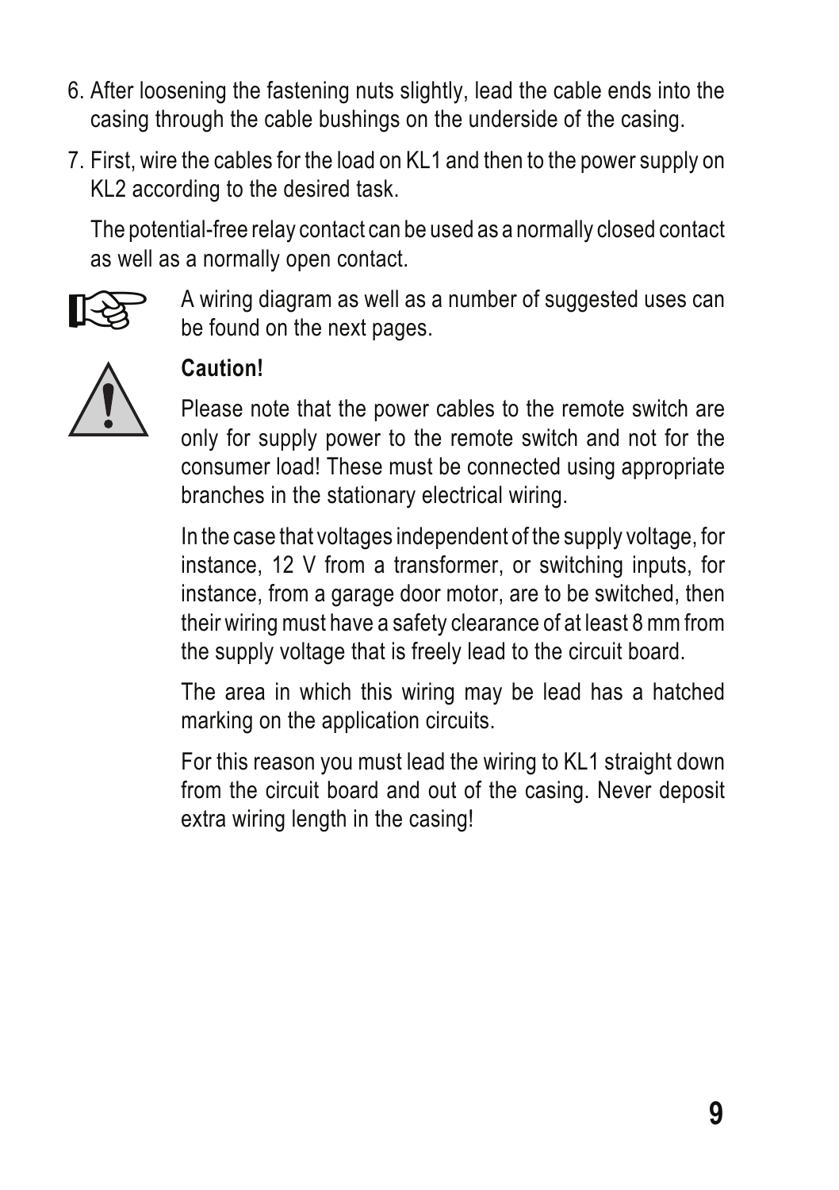6. After loosening the fastening nuts slightly, lead the cable ends into the casing through the cable bushings on the underside of the casing.

7. First, wire the cables for the load on KL1 and then to the power supply on KL2 according to the desired task.

   The potential-free relay contact can be used as a normally closed contact as well as a normally open contact.

A wiring diagram as well as a number of suggested uses can be found on the next pages.

**Caution!**

Please note that the power cables to the remote switch are only for supply power to the remote switch and not for the consumer load! These must be connected using appropriate branches in the stationary electrical wiring.

In the case that voltages independent of the supply voltage, for instance, 12 V from a transformer, or switching inputs, for instance, from a garage door motor, are to be switched, then their wiring must have a safety clearance of at least 8 mm from the supply voltage that is freely lead to the circuit board.

The area in which this wiring may be lead has a hatched marking on the application circuits.

For this reason you must lead the wiring to KL1 straight down from the circuit board and out of the casing. Never deposit extra wiring length in the casing!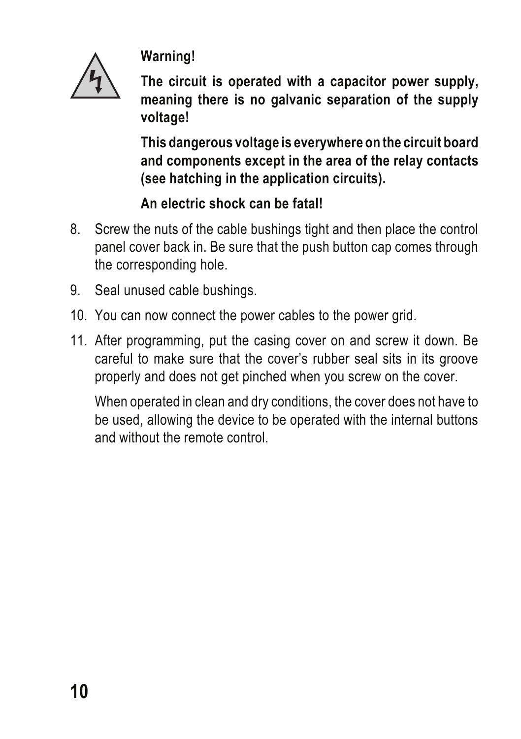**Warning!**

**The circuit is operated with a capacitor power supply, meaning there is no galvanic separation of the supply voltage!**

**This dangerous voltage is everywhere on the circuit board and components except in the area of the relay contacts (see hatching in the application circuits).**

**An electric shock can be fatal!**

8. Screw the nuts of the cable bushings tight and then place the control panel cover back in. Be sure that the push button cap comes through the corresponding hole.

9. Seal unused cable bushings.

10. You can now connect the power cables to the power grid.

11. After programming, put the casing cover on and screw it down. Be careful to make sure that the cover's rubber seal sits in its groove properly and does not get pinched when you screw on the cover.

    When operated in clean and dry conditions, the cover does not have to be used, allowing the device to be operated with the internal buttons and without the remote control.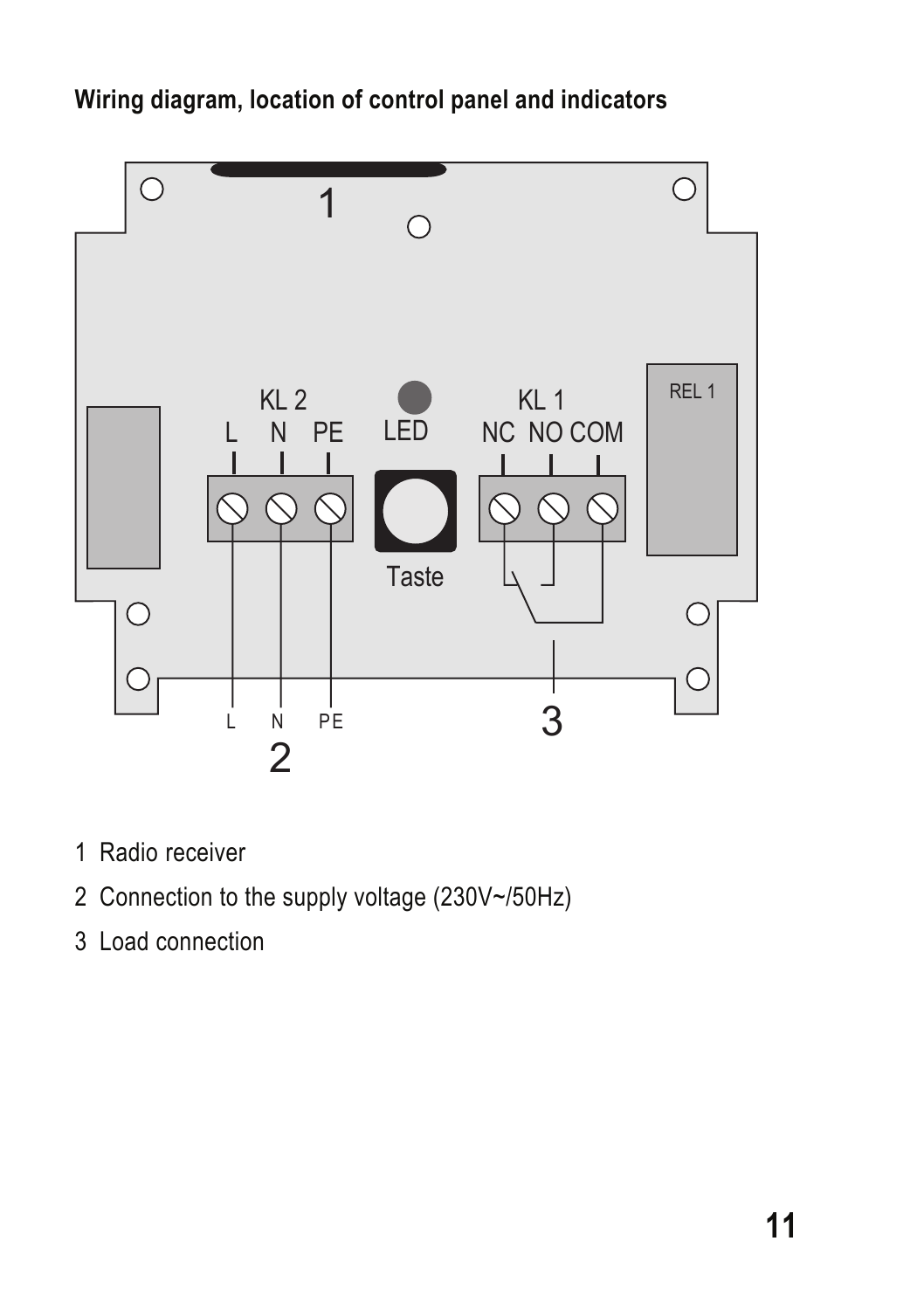**Wiring diagram, location of control panel and indicators**

1 Radio receiver

2 Connection to the supply voltage (230V~/50Hz)

3 Load connection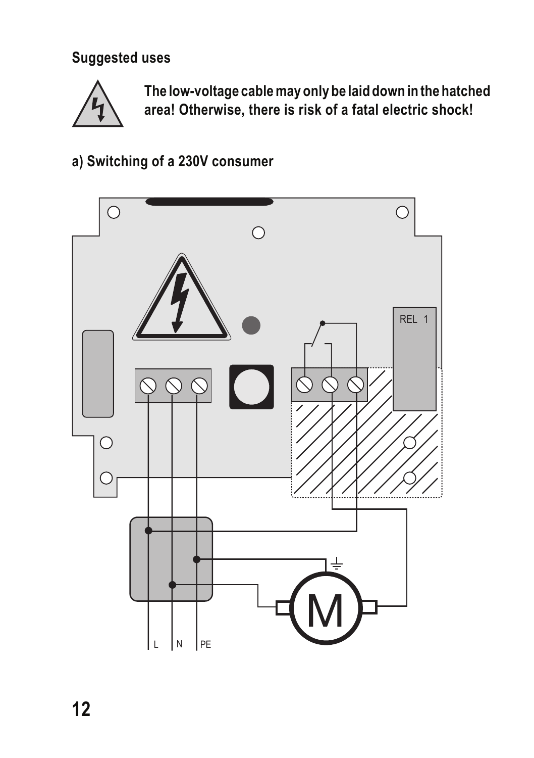## Suggested uses

**The low-voltage cable may only be laid down in the hatched area! Otherwise, there is risk of a fatal electric shock!**

### a) Switching of a 230V consumer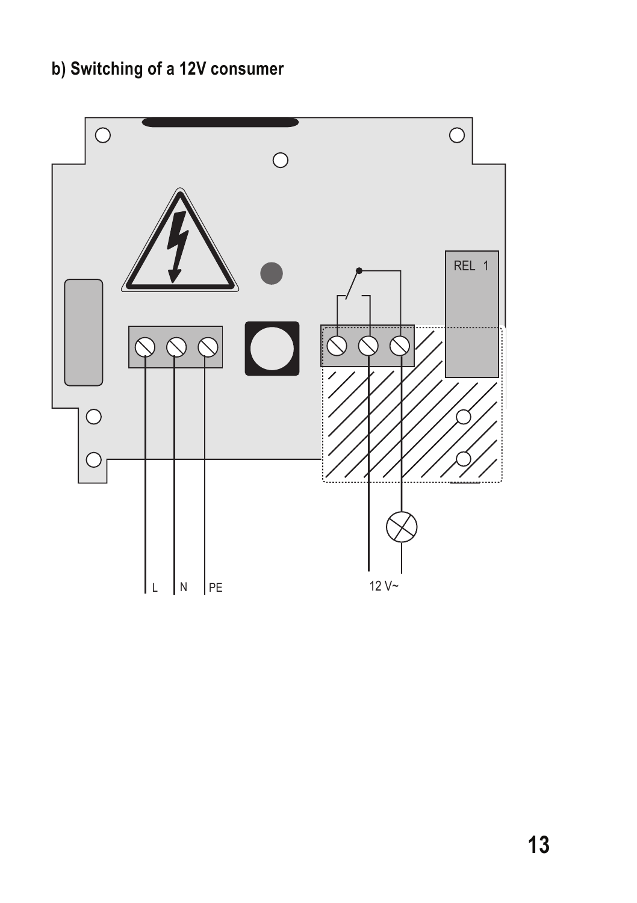### b) Switching of a 12V consumer

REL 1

L N PE

12 V~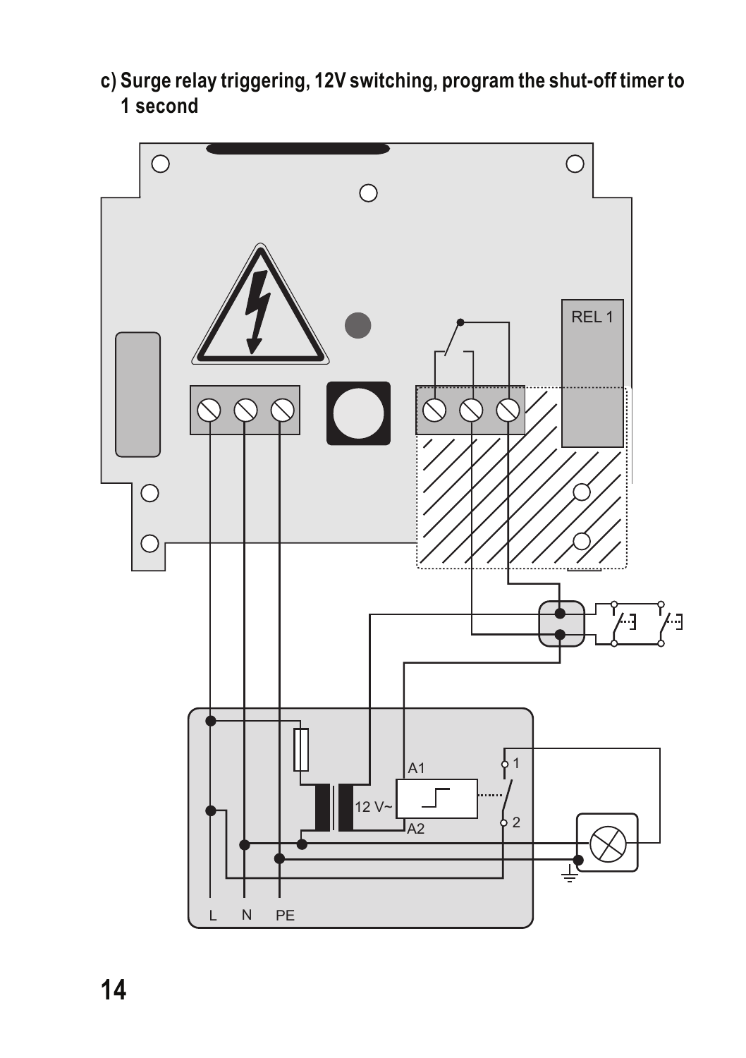c) Surge relay triggering, 12V switching, program the shut-off timer to 1 second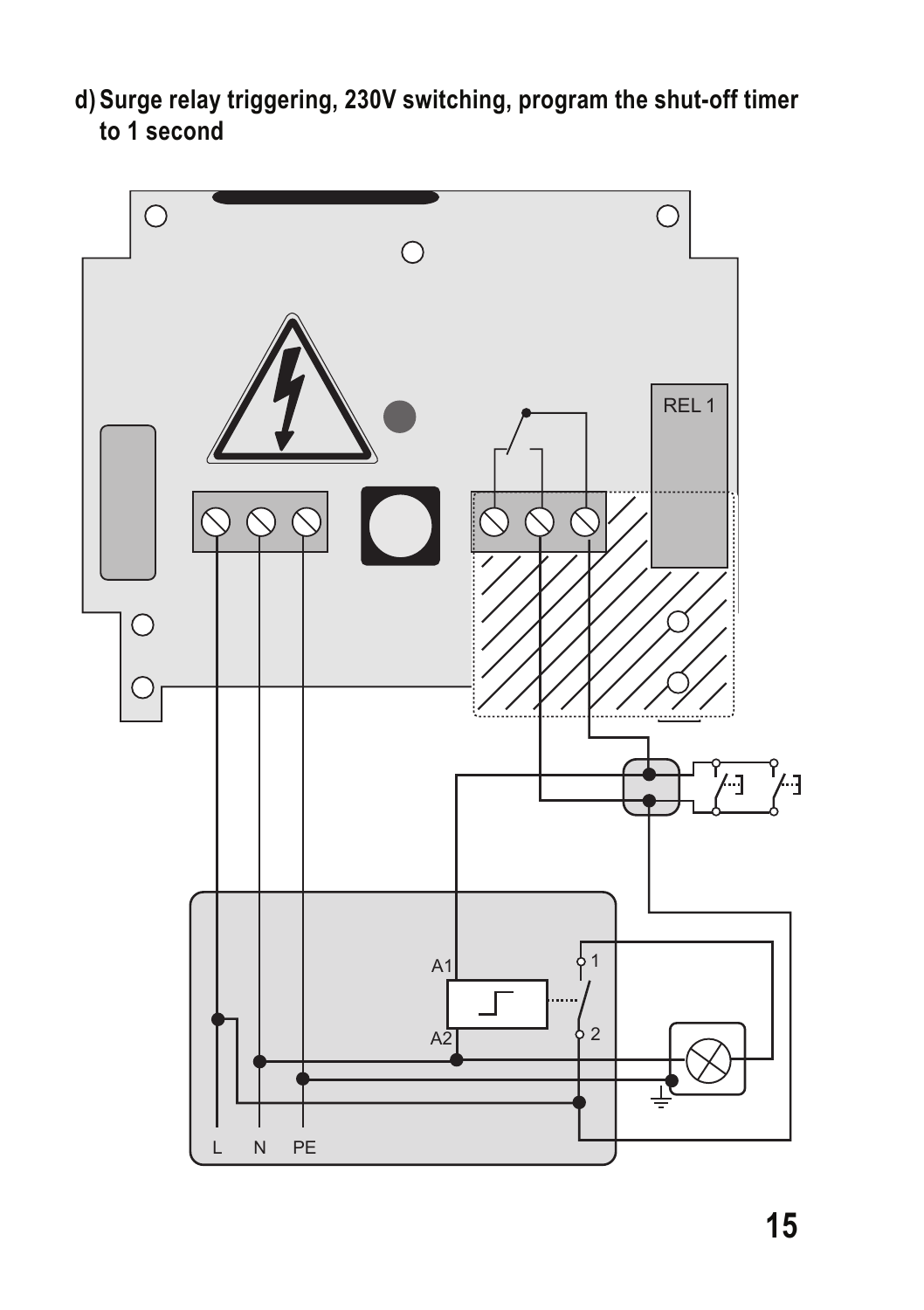## d) Surge relay triggering, 230V switching, program the shut-off timer to 1 second

REL 1

A1

A2

1

2

L N PE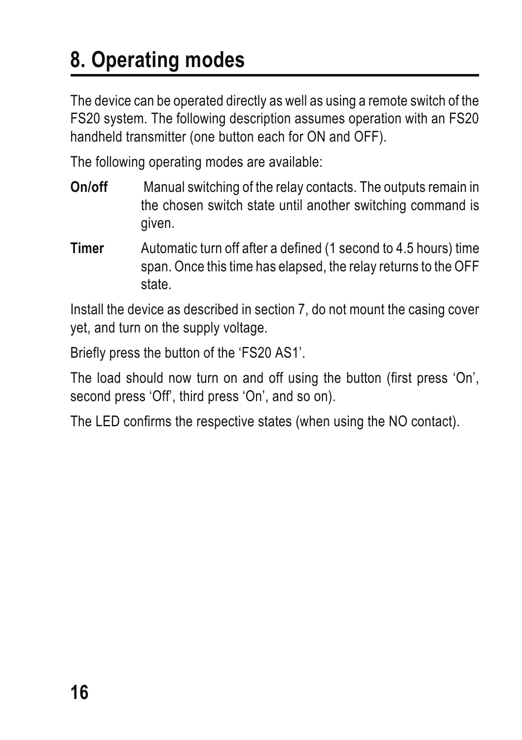# 8. Operating modes

The device can be operated directly as well as using a remote switch of the FS20 system. The following description assumes operation with an FS20 handheld transmitter (one button each for ON and OFF).

The following operating modes are available:

**On/off** Manual switching of the relay contacts. The outputs remain in the chosen switch state until another switching command is given.

**Timer** Automatic turn off after a defined (1 second to 4.5 hours) time span. Once this time has elapsed, the relay returns to the OFF state.

Install the device as described in section 7, do not mount the casing cover yet, and turn on the supply voltage.

Briefly press the button of the 'FS20 AS1'.

The load should now turn on and off using the button (first press 'On', second press 'Off', third press 'On', and so on).

The LED confirms the respective states (when using the NO contact).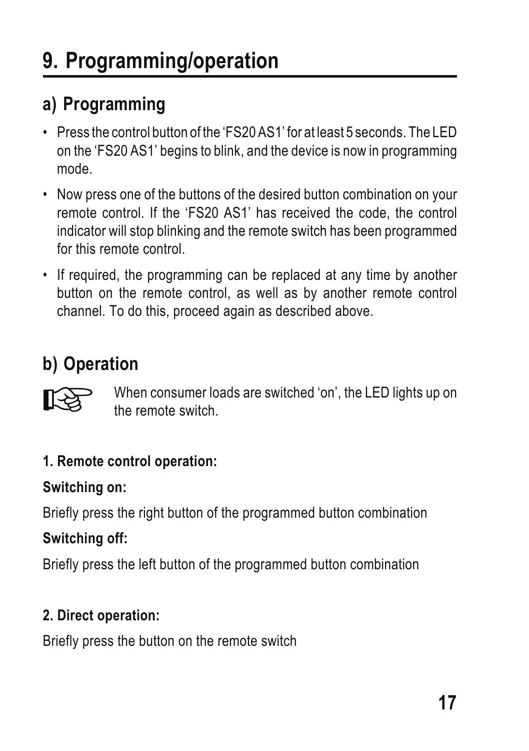# 9. Programming/operation

## a) Programming

- Press the control button of the 'FS20 AS1' for at least 5 seconds. The LED on the 'FS20 AS1' begins to blink, and the device is now in programming mode.
- Now press one of the buttons of the desired button combination on your remote control. If the 'FS20 AS1' has received the code, the control indicator will stop blinking and the remote switch has been programmed for this remote control.
- If required, the programming can be replaced at any time by another button on the remote control, as well as by another remote control channel. To do this, proceed again as described above.

## b) Operation

When consumer loads are switched 'on', the LED lights up on the remote switch.

**1. Remote control operation:**

**Switching on:**

Briefly press the right button of the programmed button combination

**Switching off:**

Briefly press the left button of the programmed button combination

**2. Direct operation:**

Briefly press the button on the remote switch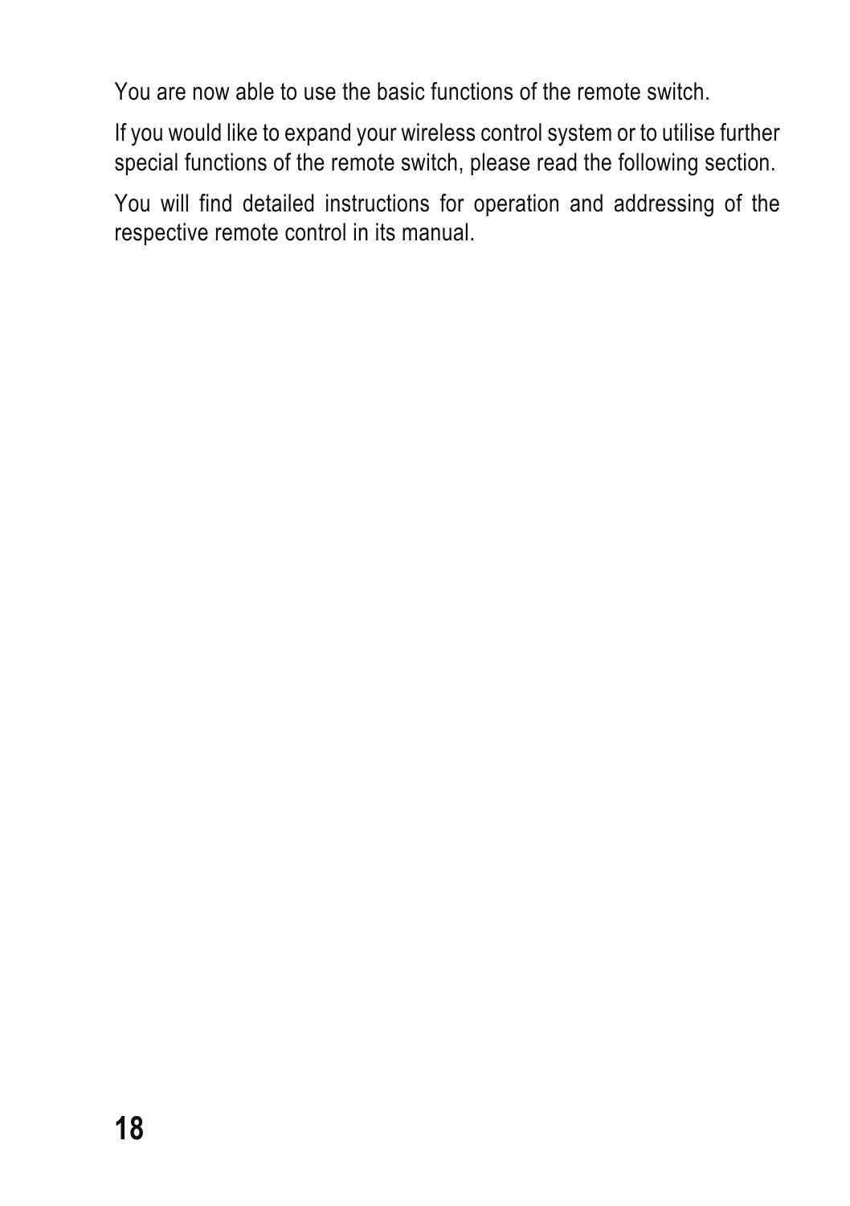You are now able to use the basic functions of the remote switch.

If you would like to expand your wireless control system or to utilise further special functions of the remote switch, please read the following section.

You will find detailed instructions for operation and addressing of the respective remote control in its manual.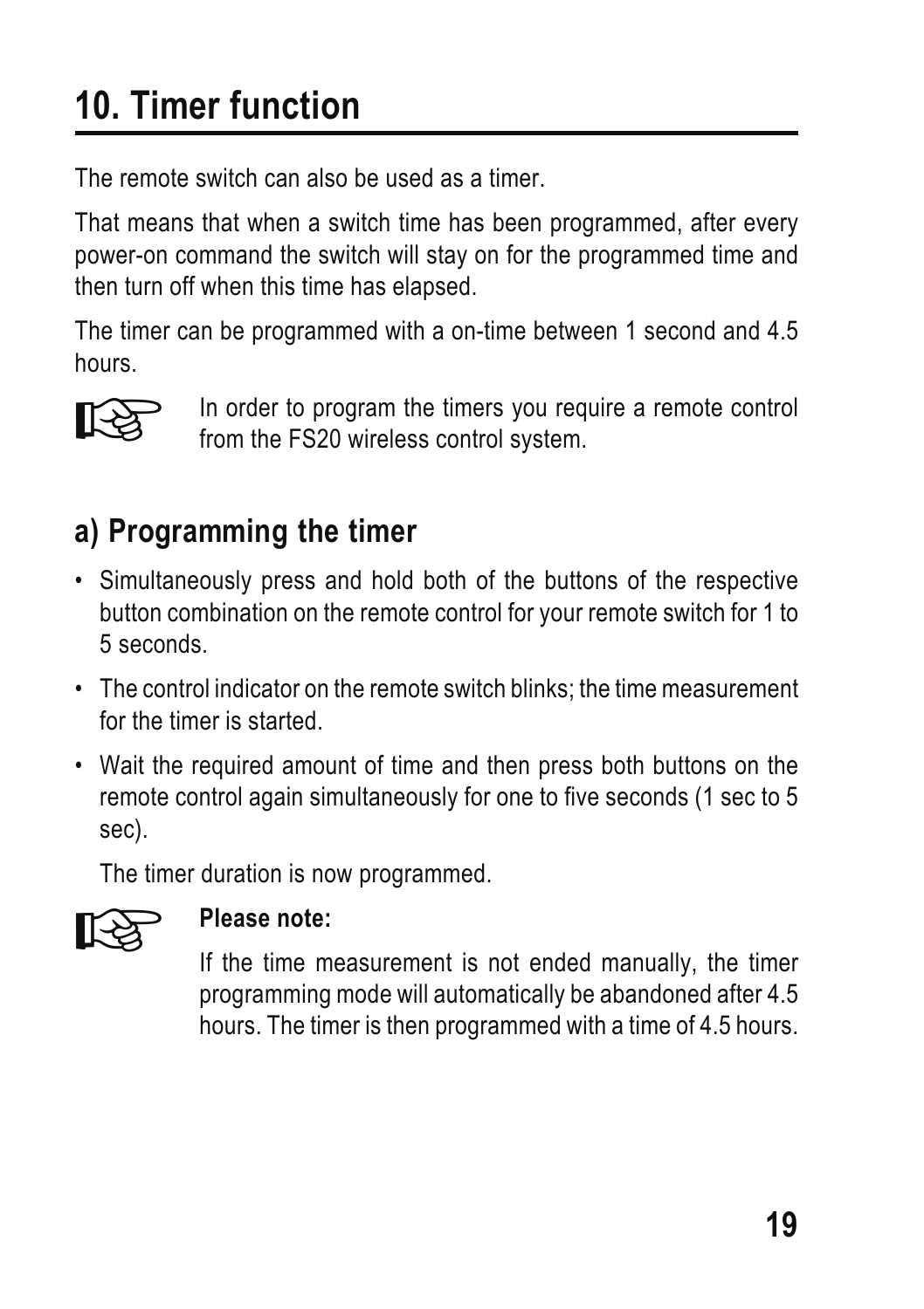# 10. Timer function

The remote switch can also be used as a timer.

That means that when a switch time has been programmed, after every power-on command the switch will stay on for the programmed time and then turn off when this time has elapsed.

The timer can be programmed with a on-time between 1 second and 4.5 hours.

In order to program the timers you require a remote control from the FS20 wireless control system.

## a) Programming the timer

- Simultaneously press and hold both of the buttons of the respective button combination on the remote control for your remote switch for 1 to 5 seconds.
- The control indicator on the remote switch blinks; the time measurement for the timer is started.
- Wait the required amount of time and then press both buttons on the remote control again simultaneously for one to five seconds (1 sec to 5 sec).

  The timer duration is now programmed.

**Please note:**

If the time measurement is not ended manually, the timer programming mode will automatically be abandoned after 4.5 hours. The timer is then programmed with a time of 4.5 hours.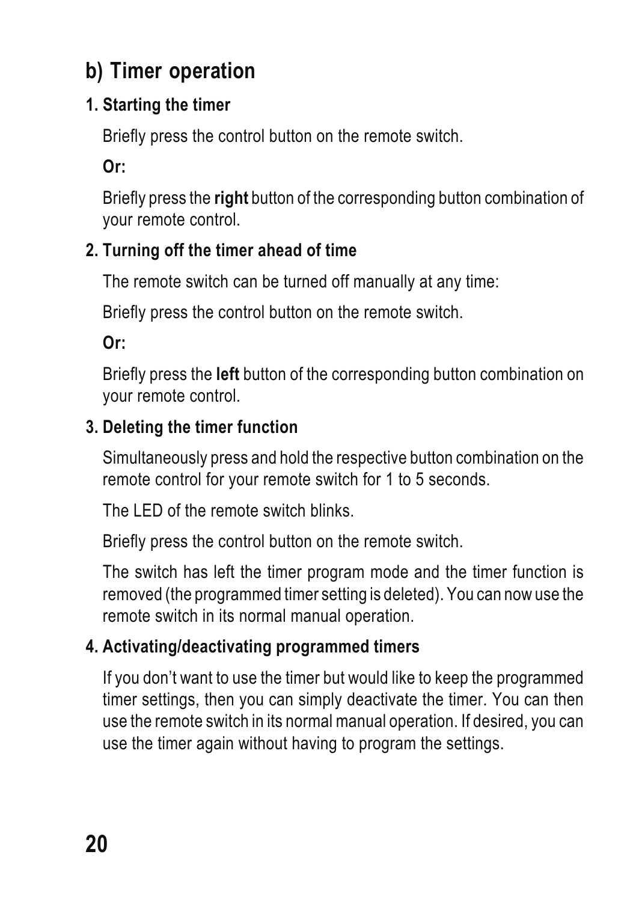## b) Timer operation

### 1. Starting the timer

Briefly press the control button on the remote switch.

**Or:**

Briefly press the **right** button of the corresponding button combination of your remote control.

### 2. Turning off the timer ahead of time

The remote switch can be turned off manually at any time:

Briefly press the control button on the remote switch.

**Or:**

Briefly press the **left** button of the corresponding button combination on your remote control.

### 3. Deleting the timer function

Simultaneously press and hold the respective button combination on the remote control for your remote switch for 1 to 5 seconds.

The LED of the remote switch blinks.

Briefly press the control button on the remote switch.

The switch has left the timer program mode and the timer function is removed (the programmed timer setting is deleted). You can now use the remote switch in its normal manual operation.

### 4. Activating/deactivating programmed timers

If you don't want to use the timer but would like to keep the programmed timer settings, then you can simply deactivate the timer. You can then use the remote switch in its normal manual operation. If desired, you can use the timer again without having to program the settings.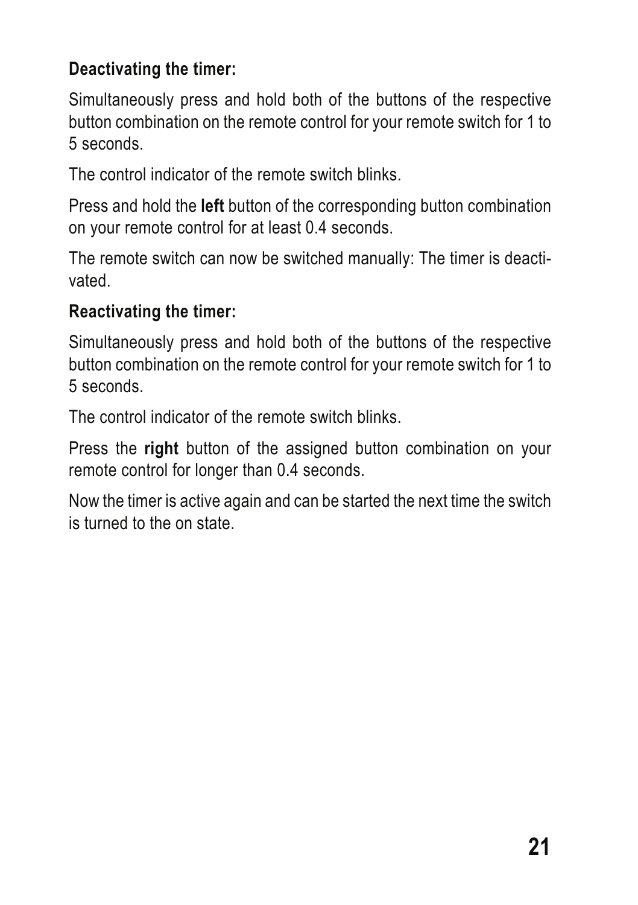**Deactivating the timer:**

Simultaneously press and hold both of the buttons of the respective button combination on the remote control for your remote switch for 1 to 5 seconds.

The control indicator of the remote switch blinks.

Press and hold the **left** button of the corresponding button combination on your remote control for at least 0.4 seconds.

The remote switch can now be switched manually: The timer is deactivated.

**Reactivating the timer:**

Simultaneously press and hold both of the buttons of the respective button combination on the remote control for your remote switch for 1 to 5 seconds.

The control indicator of the remote switch blinks.

Press the **right** button of the assigned button combination on your remote control for longer than 0.4 seconds.

Now the timer is active again and can be started the next time the switch is turned to the on state.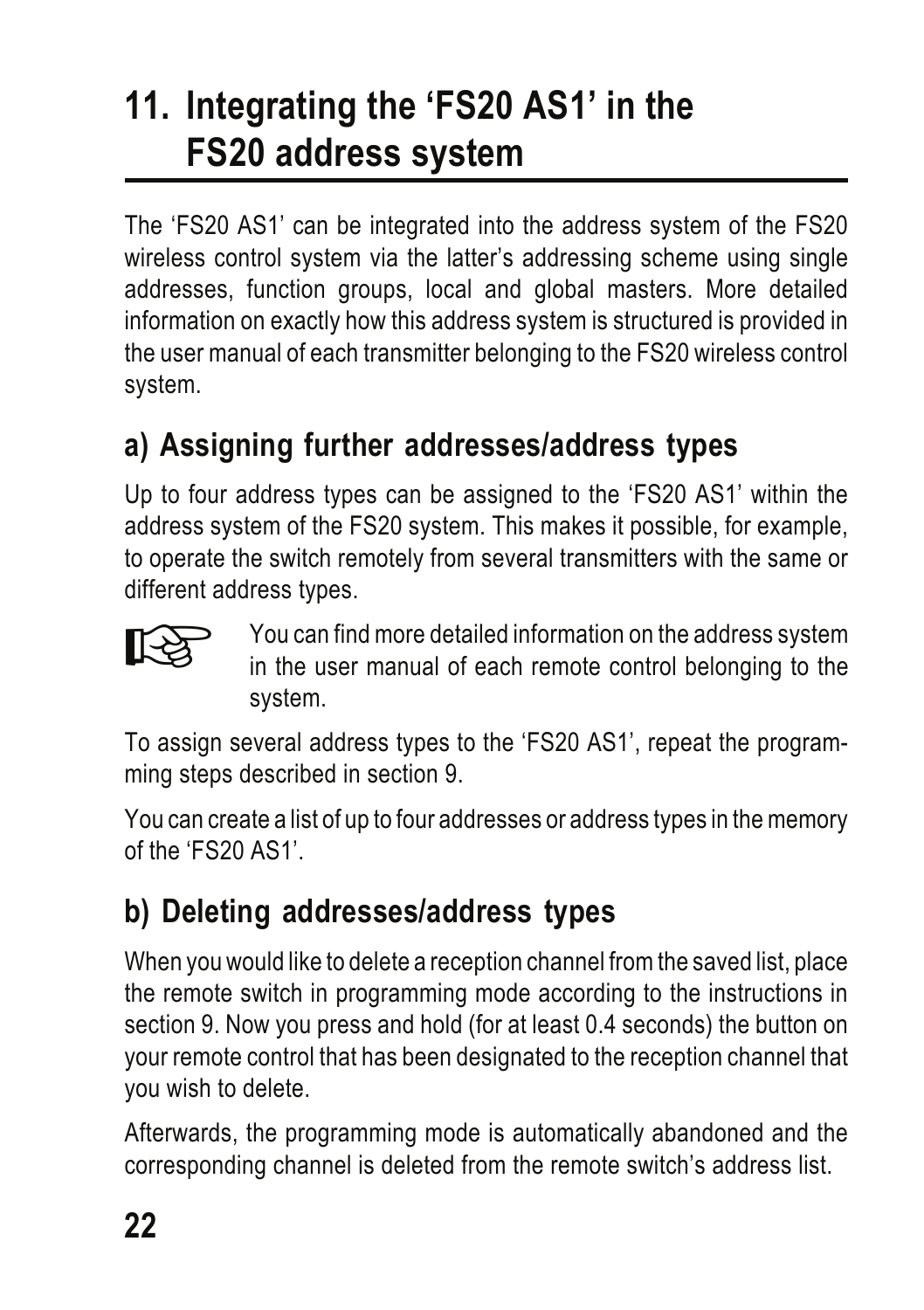# 11. Integrating the 'FS20 AS1' in the FS20 address system

The 'FS20 AS1' can be integrated into the address system of the FS20 wireless control system via the latter's addressing scheme using single addresses, function groups, local and global masters. More detailed information on exactly how this address system is structured is provided in the user manual of each transmitter belonging to the FS20 wireless control system.

## a) Assigning further addresses/address types

Up to four address types can be assigned to the 'FS20 AS1' within the address system of the FS20 system. This makes it possible, for example, to operate the switch remotely from several transmitters with the same or different address types.

☞ You can find more detailed information on the address system in the user manual of each remote control belonging to the system.

To assign several address types to the 'FS20 AS1', repeat the programming steps described in section 9.

You can create a list of up to four addresses or address types in the memory of the 'FS20 AS1'.

## b) Deleting addresses/address types

When you would like to delete a reception channel from the saved list, place the remote switch in programming mode according to the instructions in section 9. Now you press and hold (for at least 0.4 seconds) the button on your remote control that has been designated to the reception channel that you wish to delete.

Afterwards, the programming mode is automatically abandoned and the corresponding channel is deleted from the remote switch's address list.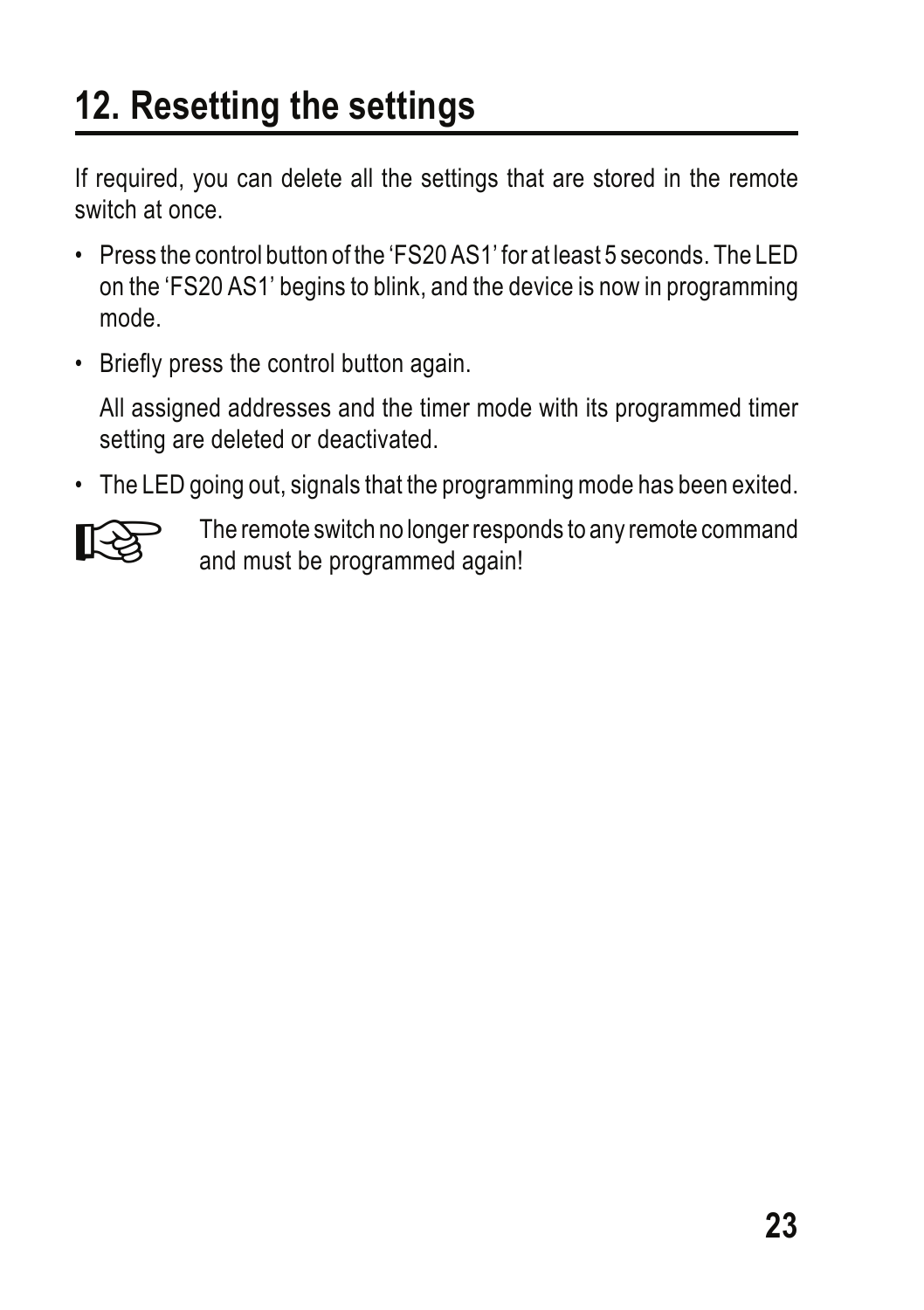# 12. Resetting the settings

If required, you can delete all the settings that are stored in the remote switch at once.

- Press the control button of the 'FS20 AS1' for at least 5 seconds. The LED on the 'FS20 AS1' begins to blink, and the device is now in programming mode.
- Briefly press the control button again.

  All assigned addresses and the timer mode with its programmed timer setting are deleted or deactivated.
- The LED going out, signals that the programming mode has been exited.

The remote switch no longer responds to any remote command and must be programmed again!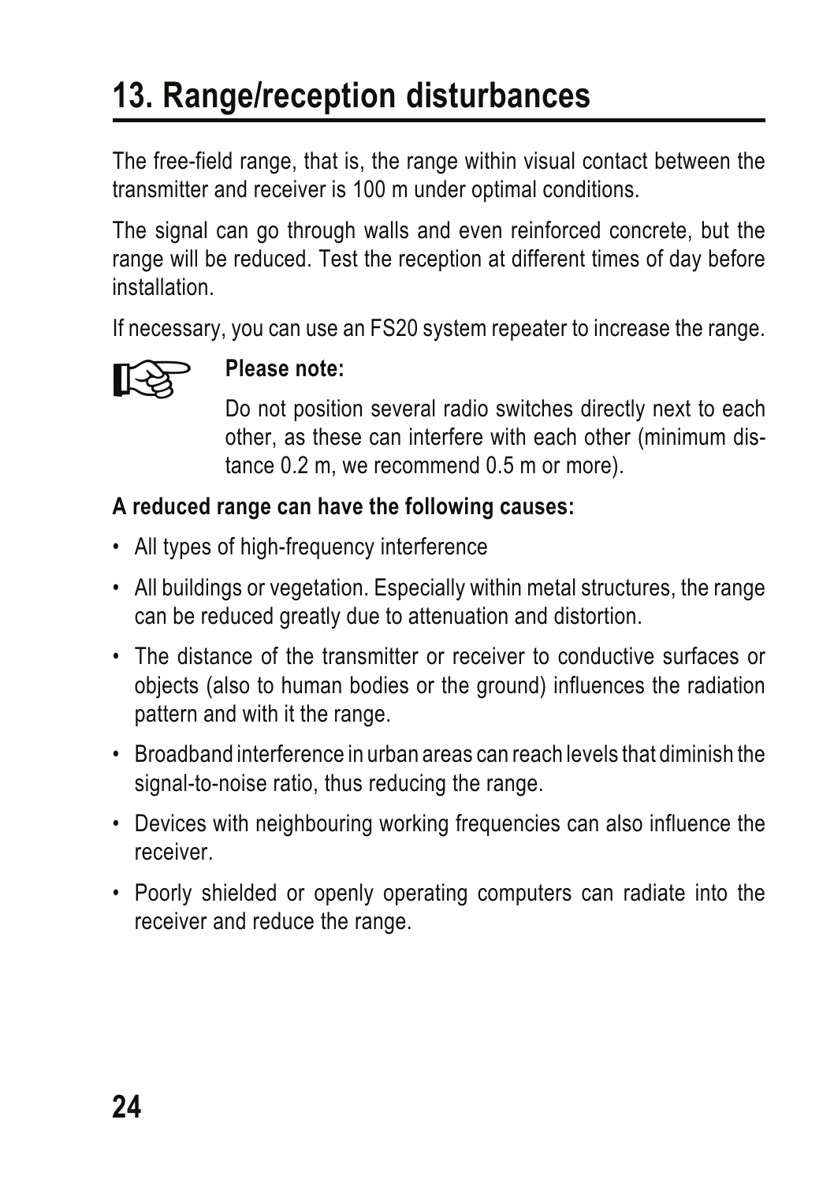# 13. Range/reception disturbances

The free-field range, that is, the range within visual contact between the transmitter and receiver is 100 m under optimal conditions.

The signal can go through walls and even reinforced concrete, but the range will be reduced. Test the reception at different times of day before installation.

If necessary, you can use an FS20 system repeater to increase the range.

**Please note:**

Do not position several radio switches directly next to each other, as these can interfere with each other (minimum distance 0.2 m, we recommend 0.5 m or more).

**A reduced range can have the following causes:**

- All types of high-frequency interference
- All buildings or vegetation. Especially within metal structures, the range can be reduced greatly due to attenuation and distortion.
- The distance of the transmitter or receiver to conductive surfaces or objects (also to human bodies or the ground) influences the radiation pattern and with it the range.
- Broadband interference in urban areas can reach levels that diminish the signal-to-noise ratio, thus reducing the range.
- Devices with neighbouring working frequencies can also influence the receiver.
- Poorly shielded or openly operating computers can radiate into the receiver and reduce the range.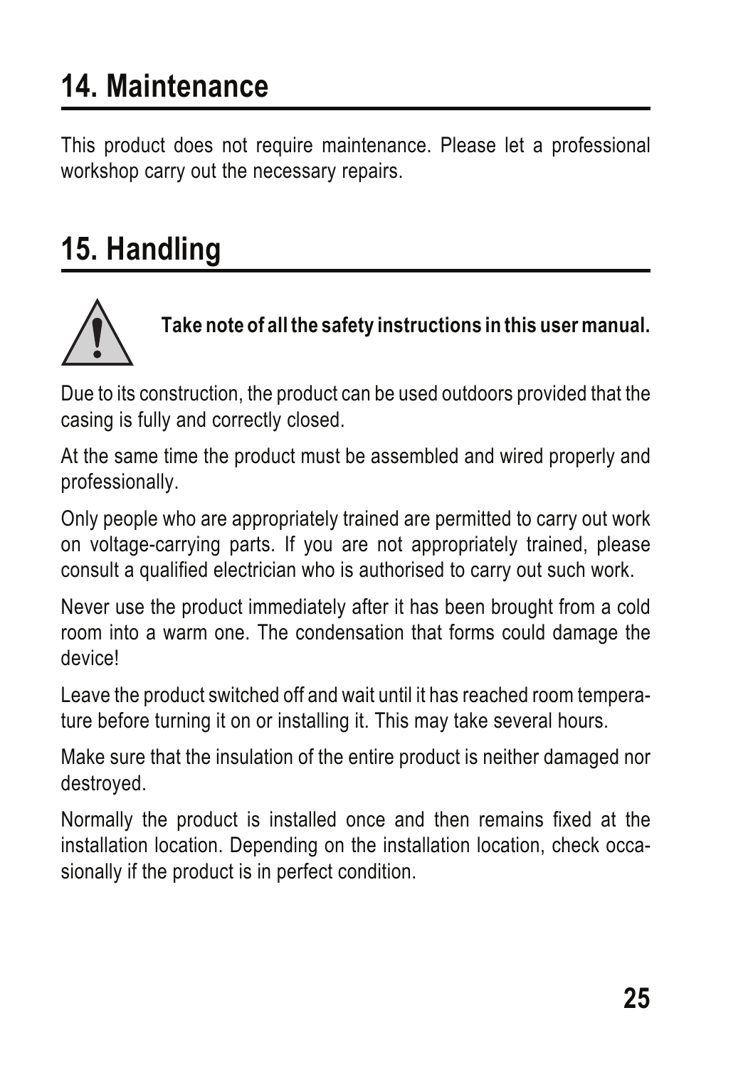# 14. Maintenance

This product does not require maintenance. Please let a professional workshop carry out the necessary repairs.

# 15. Handling

**Take note of all the safety instructions in this user manual.**

Due to its construction, the product can be used outdoors provided that the casing is fully and correctly closed.

At the same time the product must be assembled and wired properly and professionally.

Only people who are appropriately trained are permitted to carry out work on voltage-carrying parts. If you are not appropriately trained, please consult a qualified electrician who is authorised to carry out such work.

Never use the product immediately after it has been brought from a cold room into a warm one. The condensation that forms could damage the device!

Leave the product switched off and wait until it has reached room temperature before turning it on or installing it. This may take several hours.

Make sure that the insulation of the entire product is neither damaged nor destroyed.

Normally the product is installed once and then remains fixed at the installation location. Depending on the installation location, check occasionally if the product is in perfect condition.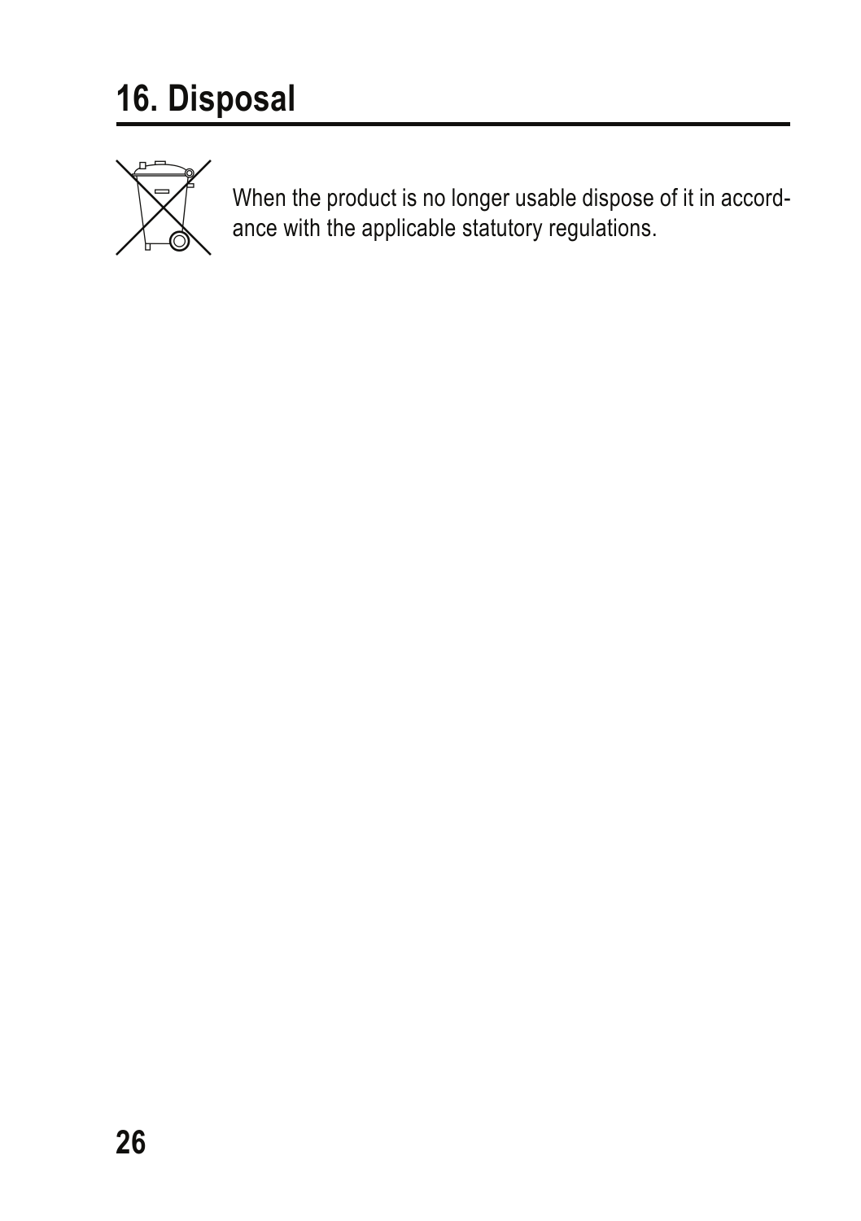# 16. Disposal

When the product is no longer usable dispose of it in accordance with the applicable statutory regulations.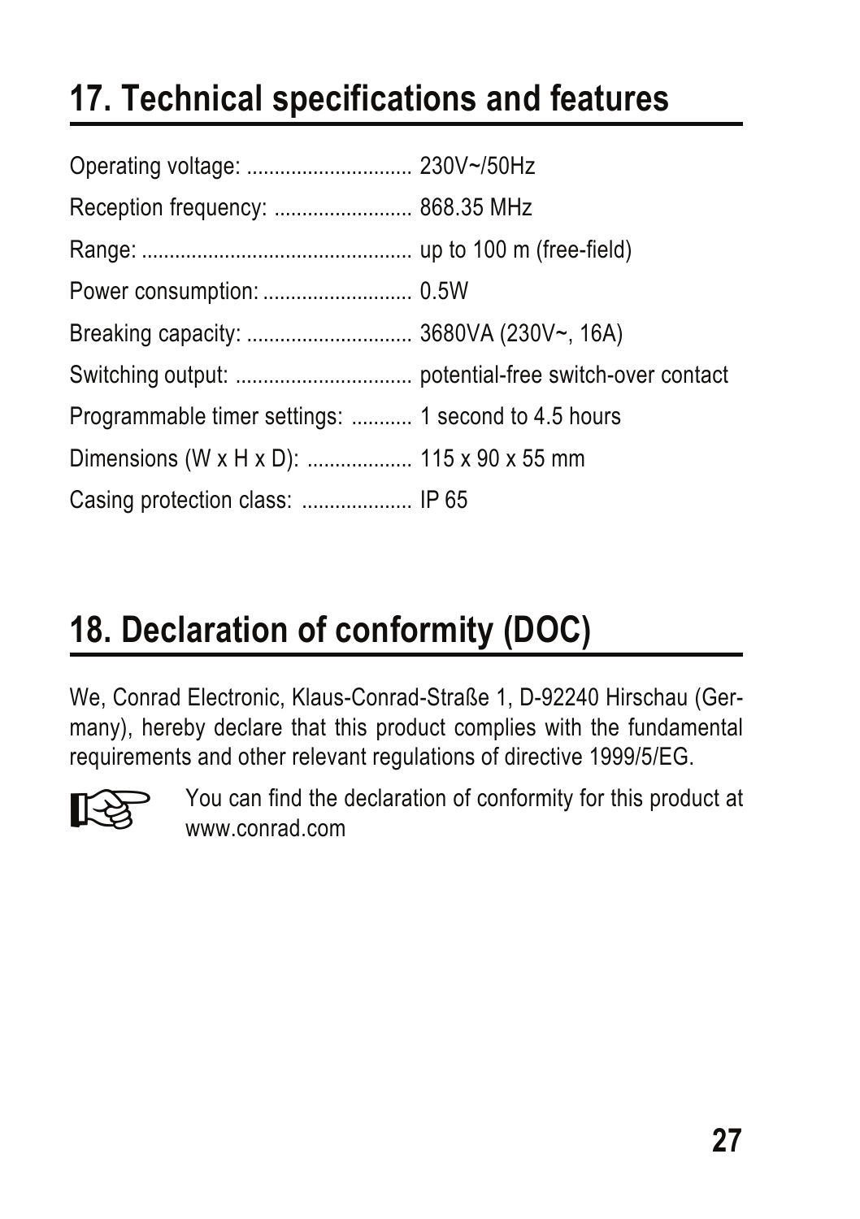## 17. Technical specifications and features

Operating voltage: ............................. 230V~/50Hz

Reception frequency: ......................... 868.35 MHz

Range: ................................................ up to 100 m (free-field)

Power consumption: ........................... 0.5W

Breaking capacity: ............................. 3680VA (230V~, 16A)

Switching output: ................................ potential-free switch-over contact

Programmable timer settings: ........... 1 second to 4.5 hours

Dimensions (W x H x D): ................... 115 x 90 x 55 mm

Casing protection class: .................... IP 65

## 18. Declaration of conformity (DOC)

We, Conrad Electronic, Klaus-Conrad-Straße 1, D-92240 Hirschau (Germany), hereby declare that this product complies with the fundamental requirements and other relevant regulations of directive 1999/5/EG.

☞ You can find the declaration of conformity for this product at www.conrad.com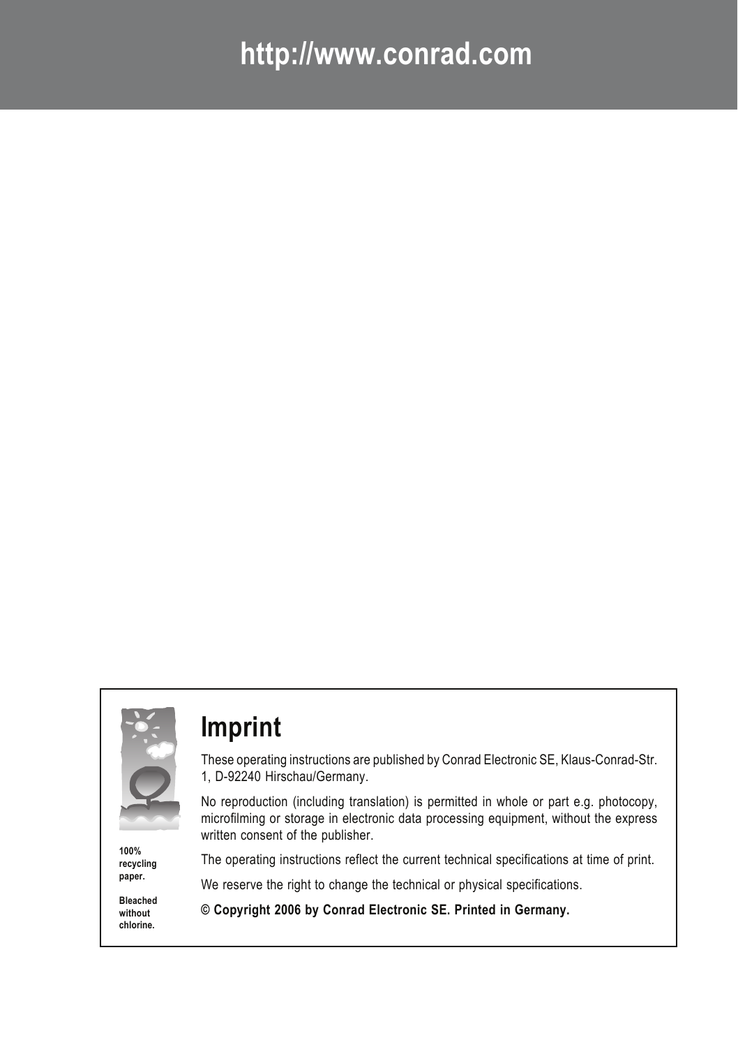http://www.conrad.com

100% recycling paper.

Bleached without chlorine.

# Imprint

These operating instructions are published by Conrad Electronic SE, Klaus-Conrad-Str. 1, D-92240 Hirschau/Germany.

No reproduction (including translation) is permitted in whole or part e.g. photocopy, microfilming or storage in electronic data processing equipment, without the express written consent of the publisher.

The operating instructions reflect the current technical specifications at time of print.

We reserve the right to change the technical or physical specifications.

**© Copyright 2006 by Conrad Electronic SE. Printed in Germany.**